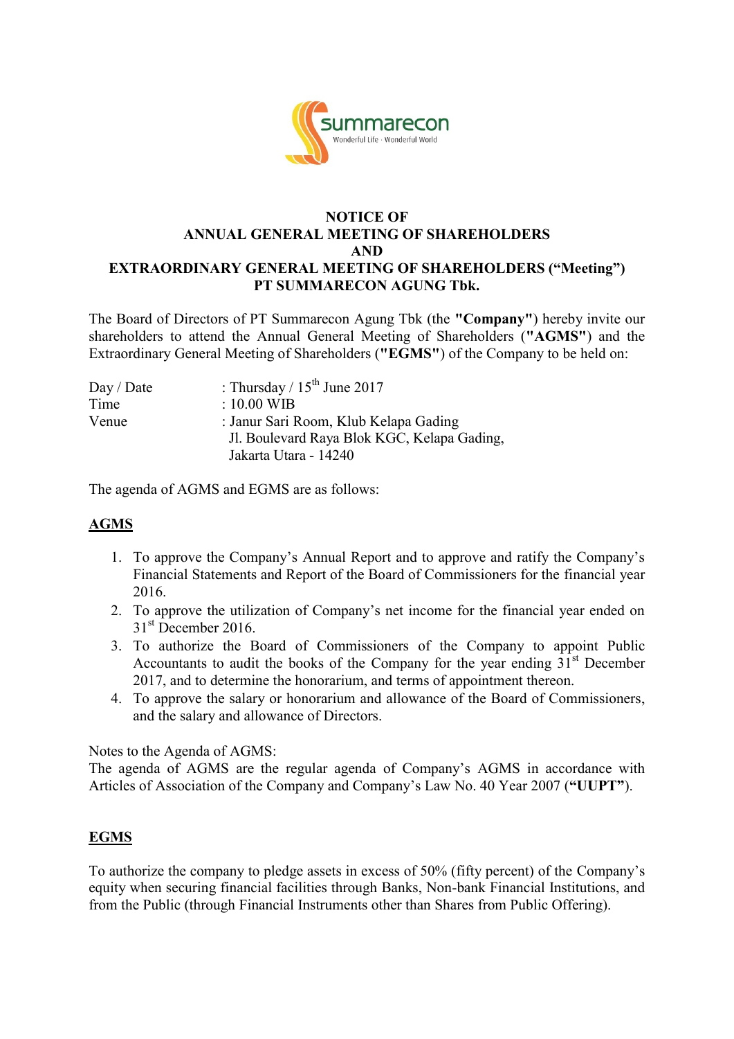summarecon
Wonderful Life · Wonderful World

# NOTICE OF ANNUAL GENERAL MEETING OF SHAREHOLDERS AND EXTRAORDINARY GENERAL MEETING OF SHAREHOLDERS ("Meeting") PT SUMMARECON AGUNG Tbk.

The Board of Directors of PT Summarecon Agung Tbk (the **"Company"**) hereby invite our shareholders to attend the Annual General Meeting of Shareholders (**"AGMS"**) and the Extraordinary General Meeting of Shareholders (**"EGMS"**) of the Company to be held on:

| | |
|---|---|
| Day / Date | : Thursday / 15th June 2017 |
| Time | : 10.00 WIB |
| Venue | : Janur Sari Room, Klub Kelapa Gading<br>Jl. Boulevard Raya Blok KGC, Kelapa Gading,<br>Jakarta Utara - 14240 |

The agenda of AGMS and EGMS are as follows:

## AGMS

1. To approve the Company's Annual Report and to approve and ratify the Company's Financial Statements and Report of the Board of Commissioners for the financial year 2016.
2. To approve the utilization of Company's net income for the financial year ended on 31st December 2016.
3. To authorize the Board of Commissioners of the Company to appoint Public Accountants to audit the books of the Company for the year ending 31st December 2017, and to determine the honorarium, and terms of appointment thereon.
4. To approve the salary or honorarium and allowance of the Board of Commissioners, and the salary and allowance of Directors.

Notes to the Agenda of AGMS:
The agenda of AGMS are the regular agenda of Company's AGMS in accordance with Articles of Association of the Company and Company's Law No. 40 Year 2007 (**"UUPT"**).

## EGMS

To authorize the company to pledge assets in excess of 50% (fifty percent) of the Company's equity when securing financial facilities through Banks, Non-bank Financial Institutions, and from the Public (through Financial Instruments other than Shares from Public Offering).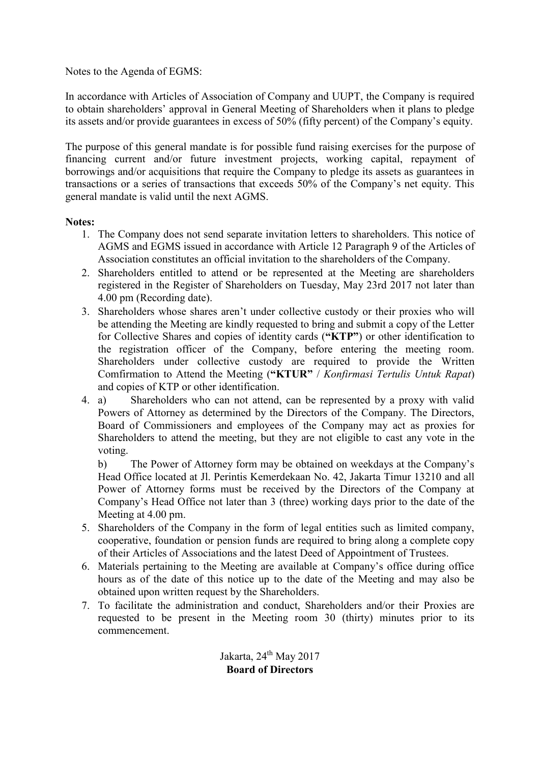Notes to the Agenda of EGMS:

In accordance with Articles of Association of Company and UUPT, the Company is required to obtain shareholders' approval in General Meeting of Shareholders when it plans to pledge its assets and/or provide guarantees in excess of 50% (fifty percent) of the Company's equity.

The purpose of this general mandate is for possible fund raising exercises for the purpose of financing current and/or future investment projects, working capital, repayment of borrowings and/or acquisitions that require the Company to pledge its assets as guarantees in transactions or a series of transactions that exceeds 50% of the Company's net equity. This general mandate is valid until the next AGMS.

**Notes:**

1. The Company does not send separate invitation letters to shareholders. This notice of AGMS and EGMS issued in accordance with Article 12 Paragraph 9 of the Articles of Association constitutes an official invitation to the shareholders of the Company.
2. Shareholders entitled to attend or be represented at the Meeting are shareholders registered in the Register of Shareholders on Tuesday, May 23rd 2017 not later than 4.00 pm (Recording date).
3. Shareholders whose shares aren't under collective custody or their proxies who will be attending the Meeting are kindly requested to bring and submit a copy of the Letter for Collective Shares and copies of identity cards (**"KTP"**) or other identification to the registration officer of the Company, before entering the meeting room. Shareholders under collective custody are required to provide the Written Comfirmation to Attend the Meeting (**"KTUR"** / *Konfirmasi Tertulis Untuk Rapat*) and copies of KTP or other identification.
4. a) Shareholders who can not attend, can be represented by a proxy with valid Powers of Attorney as determined by the Directors of the Company. The Directors, Board of Commissioners and employees of the Company may act as proxies for Shareholders to attend the meeting, but they are not eligible to cast any vote in the voting.

   b) The Power of Attorney form may be obtained on weekdays at the Company's Head Office located at Jl. Perintis Kemerdekaan No. 42, Jakarta Timur 13210 and all Power of Attorney forms must be received by the Directors of the Company at Company's Head Office not later than 3 (three) working days prior to the date of the Meeting at 4.00 pm.
5. Shareholders of the Company in the form of legal entities such as limited company, cooperative, foundation or pension funds are required to bring along a complete copy of their Articles of Associations and the latest Deed of Appointment of Trustees.
6. Materials pertaining to the Meeting are available at Company's office during office hours as of the date of this notice up to the date of the Meeting and may also be obtained upon written request by the Shareholders.
7. To facilitate the administration and conduct, Shareholders and/or their Proxies are requested to be present in the Meeting room 30 (thirty) minutes prior to its commencement.

Jakarta, 24th May 2017

**Board of Directors**